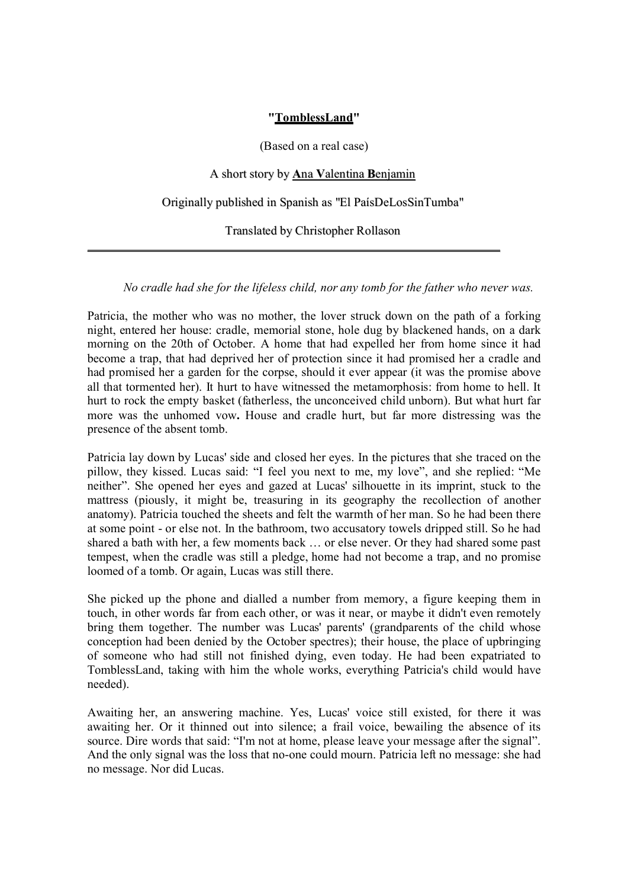**"<u>TomblessLand</u>"**

(Based on a real case)

A short story by **A**na **V**alentina **B**enjamin

Originally published in Spanish as "El PaísDeLosSinTumba"

Translated by Christopher Rollason

---

*No cradle had she for the lifeless child, nor any tomb for the father who never was.*

Patricia, the mother who was no mother, the lover struck down on the path of a forking night, entered her house: cradle, memorial stone, hole dug by blackened hands, on a dark morning on the 20th of October. A home that had expelled her from home since it had become a trap, that had deprived her of protection since it had promised her a cradle and had promised her a garden for the corpse, should it ever appear (it was the promise above all that tormented her). It hurt to have witnessed the metamorphosis: from home to hell. It hurt to rock the empty basket (fatherless, the unconceived child unborn). But what hurt far more was the unhomed vow**.** House and cradle hurt, but far more distressing was the presence of the absent tomb.

Patricia lay down by Lucas' side and closed her eyes. In the pictures that she traced on the pillow, they kissed. Lucas said: "I feel you next to me, my love", and she replied: "Me neither". She opened her eyes and gazed at Lucas' silhouette in its imprint, stuck to the mattress (piously, it might be, treasuring in its geography the recollection of another anatomy). Patricia touched the sheets and felt the warmth of her man. So he had been there at some point - or else not. In the bathroom, two accusatory towels dripped still. So he had shared a bath with her, a few moments back … or else never. Or they had shared some past tempest, when the cradle was still a pledge, home had not become a trap, and no promise loomed of a tomb. Or again, Lucas was still there.

She picked up the phone and dialled a number from memory, a figure keeping them in touch, in other words far from each other, or was it near, or maybe it didn't even remotely bring them together. The number was Lucas' parents' (grandparents of the child whose conception had been denied by the October spectres); their house, the place of upbringing of someone who had still not finished dying, even today. He had been expatriated to TomblessLand, taking with him the whole works, everything Patricia's child would have needed).

Awaiting her, an answering machine. Yes, Lucas' voice still existed, for there it was awaiting her. Or it thinned out into silence; a frail voice, bewailing the absence of its source. Dire words that said: "I'm not at home, please leave your message after the signal". And the only signal was the loss that no-one could mourn. Patricia left no message: she had no message. Nor did Lucas.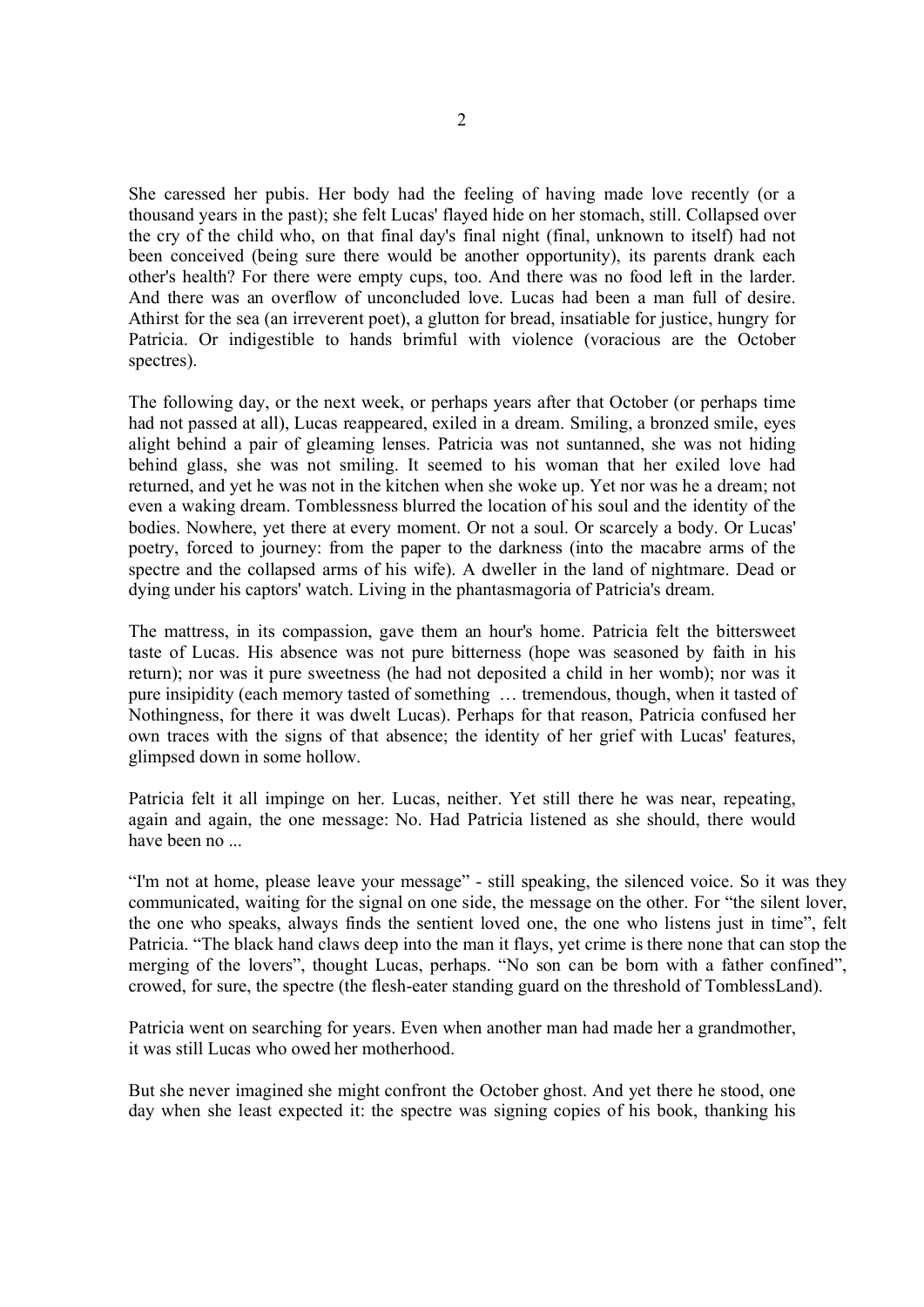She caressed her pubis. Her body had the feeling of having made love recently (or a thousand years in the past); she felt Lucas' flayed hide on her stomach, still. Collapsed over the cry of the child who, on that final day's final night (final, unknown to itself) had not been conceived (being sure there would be another opportunity), its parents drank each other's health? For there were empty cups, too. And there was no food left in the larder. And there was an overflow of unconcluded love. Lucas had been a man full of desire. Athirst for the sea (an irreverent poet), a glutton for bread, insatiable for justice, hungry for Patricia. Or indigestible to hands brimful with violence (voracious are the October spectres).

The following day, or the next week, or perhaps years after that October (or perhaps time had not passed at all), Lucas reappeared, exiled in a dream. Smiling, a bronzed smile, eyes alight behind a pair of gleaming lenses. Patricia was not suntanned, she was not hiding behind glass, she was not smiling. It seemed to his woman that her exiled love had returned, and yet he was not in the kitchen when she woke up. Yet nor was he a dream; not even a waking dream. Tomblessness blurred the location of his soul and the identity of the bodies. Nowhere, yet there at every moment. Or not a soul. Or scarcely a body. Or Lucas' poetry, forced to journey: from the paper to the darkness (into the macabre arms of the spectre and the collapsed arms of his wife). A dweller in the land of nightmare. Dead or dying under his captors' watch. Living in the phantasmagoria of Patricia's dream.

The mattress, in its compassion, gave them an hour's home. Patricia felt the bittersweet taste of Lucas. His absence was not pure bitterness (hope was seasoned by faith in his return); nor was it pure sweetness (he had not deposited a child in her womb); nor was it pure insipidity (each memory tasted of something … tremendous, though, when it tasted of Nothingness, for there it was dwelt Lucas). Perhaps for that reason, Patricia confused her own traces with the signs of that absence; the identity of her grief with Lucas' features, glimpsed down in some hollow.

Patricia felt it all impinge on her. Lucas, neither. Yet still there he was near, repeating, again and again, the one message: No. Had Patricia listened as she should, there would have been no ...

"I'm not at home, please leave your message" - still speaking, the silenced voice. So it was they communicated, waiting for the signal on one side, the message on the other. For "the silent lover, the one who speaks, always finds the sentient loved one, the one who listens just in time", felt Patricia. "The black hand claws deep into the man it flays, yet crime is there none that can stop the merging of the lovers", thought Lucas, perhaps. "No son can be born with a father confined", crowed, for sure, the spectre (the flesh-eater standing guard on the threshold of TomblessLand).

Patricia went on searching for years. Even when another man had made her a grandmother, it was still Lucas who owed her motherhood.

But she never imagined she might confront the October ghost. And yet there he stood, one day when she least expected it: the spectre was signing copies of his book, thanking his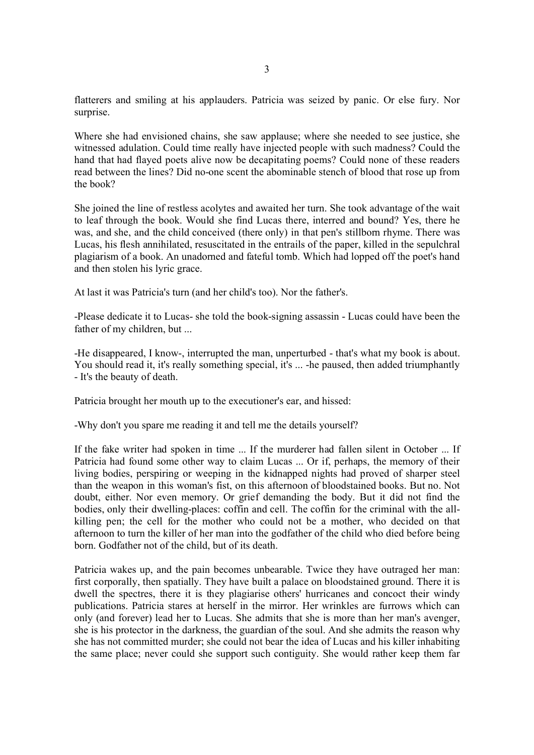flatterers and smiling at his applauders. Patricia was seized by panic. Or else fury. Nor surprise.

Where she had envisioned chains, she saw applause; where she needed to see justice, she witnessed adulation. Could time really have injected people with such madness? Could the hand that had flayed poets alive now be decapitating poems? Could none of these readers read between the lines? Did no-one scent the abominable stench of blood that rose up from the book?

She joined the line of restless acolytes and awaited her turn. She took advantage of the wait to leaf through the book. Would she find Lucas there, interred and bound? Yes, there he was, and she, and the child conceived (there only) in that pen's stillborn rhyme. There was Lucas, his flesh annihilated, resuscitated in the entrails of the paper, killed in the sepulchral plagiarism of a book. An unadorned and fateful tomb. Which had lopped off the poet's hand and then stolen his lyric grace.

At last it was Patricia's turn (and her child's too). Nor the father's.

-Please dedicate it to Lucas- she told the book-signing assassin - Lucas could have been the father of my children, but ...

-He disappeared, I know-, interrupted the man, unperturbed - that's what my book is about. You should read it, it's really something special, it's ... -he paused, then added triumphantly - It's the beauty of death.

Patricia brought her mouth up to the executioner's ear, and hissed:

-Why don't you spare me reading it and tell me the details yourself?

If the fake writer had spoken in time ... If the murderer had fallen silent in October ... If Patricia had found some other way to claim Lucas ... Or if, perhaps, the memory of their living bodies, perspiring or weeping in the kidnapped nights had proved of sharper steel than the weapon in this woman's fist, on this afternoon of bloodstained books. But no. Not doubt, either. Nor even memory. Or grief demanding the body. But it did not find the bodies, only their dwelling-places: coffin and cell. The coffin for the criminal with the all-killing pen; the cell for the mother who could not be a mother, who decided on that afternoon to turn the killer of her man into the godfather of the child who died before being born. Godfather not of the child, but of its death.

Patricia wakes up, and the pain becomes unbearable. Twice they have outraged her man: first corporally, then spatially. They have built a palace on bloodstained ground. There it is dwell the spectres, there it is they plagiarise others' hurricanes and concoct their windy publications. Patricia stares at herself in the mirror. Her wrinkles are furrows which can only (and forever) lead her to Lucas. She admits that she is more than her man's avenger, she is his protector in the darkness, the guardian of the soul. And she admits the reason why she has not committed murder; she could not bear the idea of Lucas and his killer inhabiting the same place; never could she support such contiguity. She would rather keep them far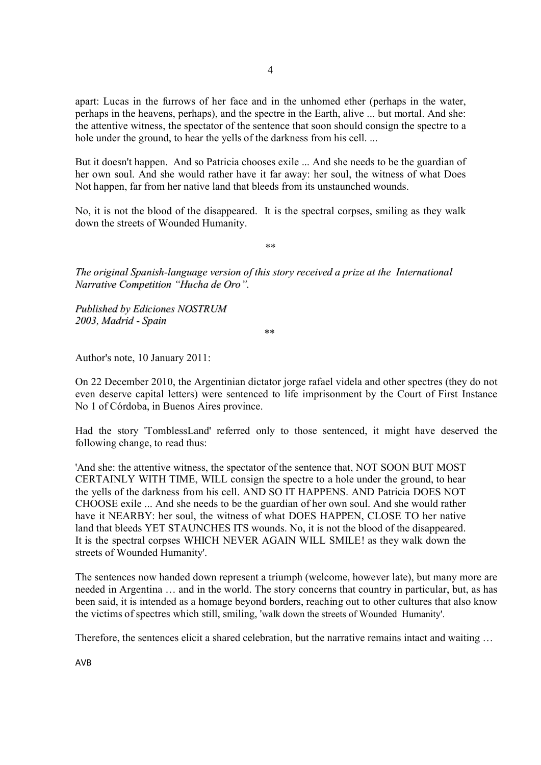apart: Lucas in the furrows of her face and in the unhomed ether (perhaps in the water, perhaps in the heavens, perhaps), and the spectre in the Earth, alive ... but mortal. And she: the attentive witness, the spectator of the sentence that soon should consign the spectre to a hole under the ground, to hear the yells of the darkness from his cell. ...

But it doesn't happen. And so Patricia chooses exile ... And she needs to be the guardian of her own soul. And she would rather have it far away: her soul, the witness of what Does Not happen, far from her native land that bleeds from its unstaunched wounds.

No, it is not the blood of the disappeared. It is the spectral corpses, smiling as they walk down the streets of Wounded Humanity.

**

*The original Spanish-language version of this story received a prize at the International Narrative Competition "Hucha de Oro".*

*Published by Ediciones NOSTRUM*
*2003, Madrid - Spain*

**

Author's note, 10 January 2011:

On 22 December 2010, the Argentinian dictator jorge rafael videla and other spectres (they do not even deserve capital letters) were sentenced to life imprisonment by the Court of First Instance No 1 of Córdoba, in Buenos Aires province.

Had the story 'TomblessLand' referred only to those sentenced, it might have deserved the following change, to read thus:

'And she: the attentive witness, the spectator of the sentence that, NOT SOON BUT MOST CERTAINLY WITH TIME, WILL consign the spectre to a hole under the ground, to hear the yells of the darkness from his cell. AND SO IT HAPPENS. AND Patricia DOES NOT CHOOSE exile ... And she needs to be the guardian of her own soul. And she would rather have it NEARBY: her soul, the witness of what DOES HAPPEN, CLOSE TO her native land that bleeds YET STAUNCHES ITS wounds. No, it is not the blood of the disappeared. It is the spectral corpses WHICH NEVER AGAIN WILL SMILE! as they walk down the streets of Wounded Humanity'.

The sentences now handed down represent a triumph (welcome, however late), but many more are needed in Argentina … and in the world. The story concerns that country in particular, but, as has been said, it is intended as a homage beyond borders, reaching out to other cultures that also know the victims of spectres which still, smiling, 'walk down the streets of Wounded Humanity'.

Therefore, the sentences elicit a shared celebration, but the narrative remains intact and waiting …

AVB